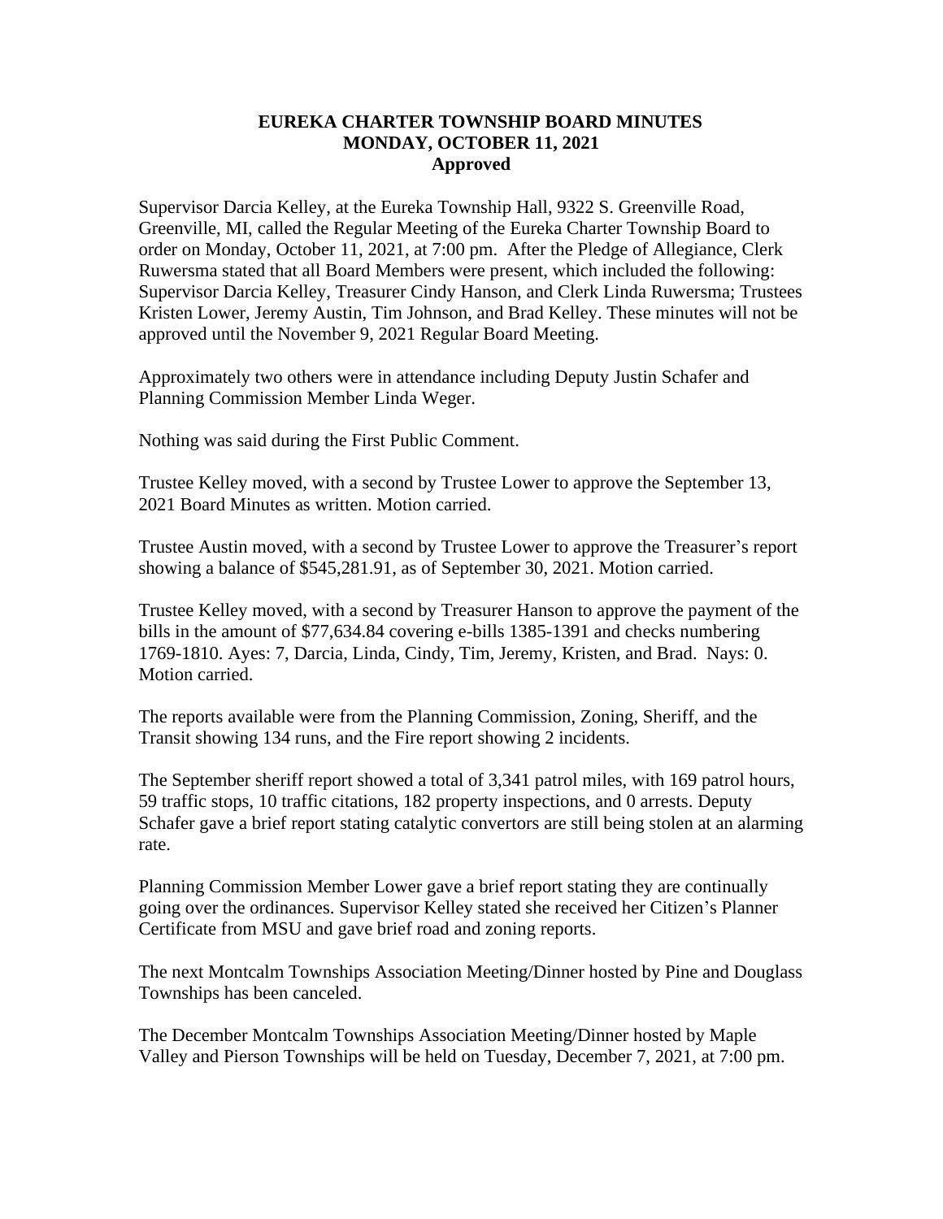# EUREKA CHARTER TOWNSHIP BOARD MINUTES
## MONDAY, OCTOBER 11, 2021
### Approved

Supervisor Darcia Kelley, at the Eureka Township Hall, 9322 S. Greenville Road, Greenville, MI, called the Regular Meeting of the Eureka Charter Township Board to order on Monday, October 11, 2021, at 7:00 pm. After the Pledge of Allegiance, Clerk Ruwersma stated that all Board Members were present, which included the following: Supervisor Darcia Kelley, Treasurer Cindy Hanson, and Clerk Linda Ruwersma; Trustees Kristen Lower, Jeremy Austin, Tim Johnson, and Brad Kelley. These minutes will not be approved until the November 9, 2021 Regular Board Meeting.

Approximately two others were in attendance including Deputy Justin Schafer and Planning Commission Member Linda Weger.

Nothing was said during the First Public Comment.

Trustee Kelley moved, with a second by Trustee Lower to approve the September 13, 2021 Board Minutes as written. Motion carried.

Trustee Austin moved, with a second by Trustee Lower to approve the Treasurer's report showing a balance of $545,281.91, as of September 30, 2021. Motion carried.

Trustee Kelley moved, with a second by Treasurer Hanson to approve the payment of the bills in the amount of $77,634.84 covering e-bills 1385-1391 and checks numbering 1769-1810. Ayes: 7, Darcia, Linda, Cindy, Tim, Jeremy, Kristen, and Brad. Nays: 0. Motion carried.

The reports available were from the Planning Commission, Zoning, Sheriff, and the Transit showing 134 runs, and the Fire report showing 2 incidents.

The September sheriff report showed a total of 3,341 patrol miles, with 169 patrol hours, 59 traffic stops, 10 traffic citations, 182 property inspections, and 0 arrests. Deputy Schafer gave a brief report stating catalytic convertors are still being stolen at an alarming rate.

Planning Commission Member Lower gave a brief report stating they are continually going over the ordinances. Supervisor Kelley stated she received her Citizen's Planner Certificate from MSU and gave brief road and zoning reports.

The next Montcalm Townships Association Meeting/Dinner hosted by Pine and Douglass Townships has been canceled.

The December Montcalm Townships Association Meeting/Dinner hosted by Maple Valley and Pierson Townships will be held on Tuesday, December 7, 2021, at 7:00 pm.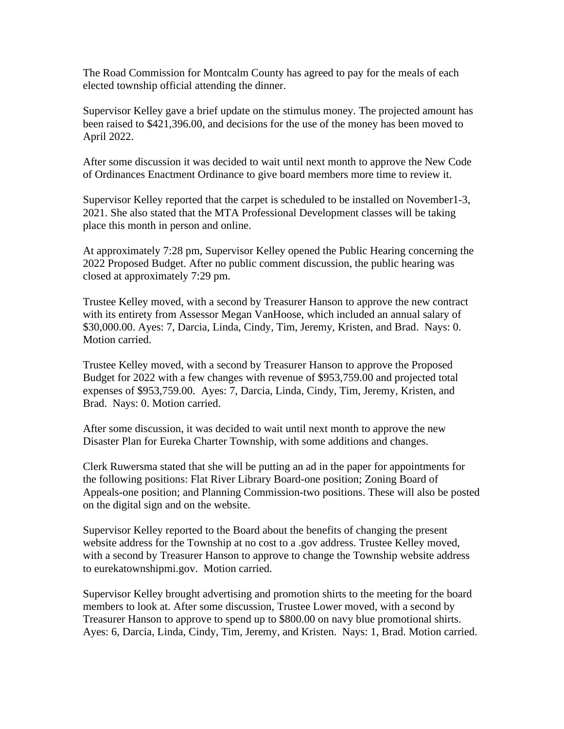The Road Commission for Montcalm County has agreed to pay for the meals of each elected township official attending the dinner.

Supervisor Kelley gave a brief update on the stimulus money. The projected amount has been raised to $421,396.00, and decisions for the use of the money has been moved to April 2022.

After some discussion it was decided to wait until next month to approve the New Code of Ordinances Enactment Ordinance to give board members more time to review it.

Supervisor Kelley reported that the carpet is scheduled to be installed on November1-3, 2021. She also stated that the MTA Professional Development classes will be taking place this month in person and online.

At approximately 7:28 pm, Supervisor Kelley opened the Public Hearing concerning the 2022 Proposed Budget. After no public comment discussion, the public hearing was closed at approximately 7:29 pm.

Trustee Kelley moved, with a second by Treasurer Hanson to approve the new contract with its entirety from Assessor Megan VanHoose, which included an annual salary of $30,000.00. Ayes: 7, Darcia, Linda, Cindy, Tim, Jeremy, Kristen, and Brad. Nays: 0. Motion carried.

Trustee Kelley moved, with a second by Treasurer Hanson to approve the Proposed Budget for 2022 with a few changes with revenue of $953,759.00 and projected total expenses of $953,759.00. Ayes: 7, Darcia, Linda, Cindy, Tim, Jeremy, Kristen, and Brad. Nays: 0. Motion carried.

After some discussion, it was decided to wait until next month to approve the new Disaster Plan for Eureka Charter Township, with some additions and changes.

Clerk Ruwersma stated that she will be putting an ad in the paper for appointments for the following positions: Flat River Library Board-one position; Zoning Board of Appeals-one position; and Planning Commission-two positions. These will also be posted on the digital sign and on the website.

Supervisor Kelley reported to the Board about the benefits of changing the present website address for the Township at no cost to a .gov address. Trustee Kelley moved, with a second by Treasurer Hanson to approve to change the Township website address to eurekatownshipmi.gov. Motion carried.

Supervisor Kelley brought advertising and promotion shirts to the meeting for the board members to look at. After some discussion, Trustee Lower moved, with a second by Treasurer Hanson to approve to spend up to $800.00 on navy blue promotional shirts. Ayes: 6, Darcia, Linda, Cindy, Tim, Jeremy, and Kristen. Nays: 1, Brad. Motion carried.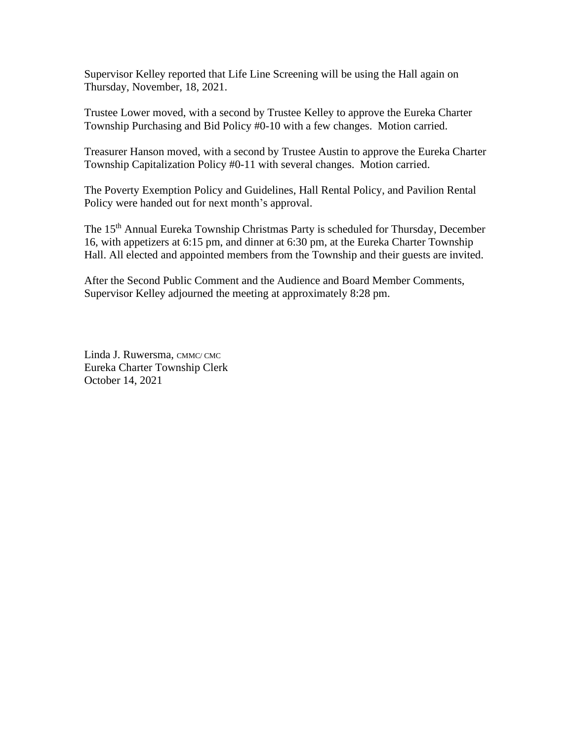Supervisor Kelley reported that Life Line Screening will be using the Hall again on Thursday, November, 18, 2021.

Trustee Lower moved, with a second by Trustee Kelley to approve the Eureka Charter Township Purchasing and Bid Policy #0-10 with a few changes. Motion carried.

Treasurer Hanson moved, with a second by Trustee Austin to approve the Eureka Charter Township Capitalization Policy #0-11 with several changes. Motion carried.

The Poverty Exemption Policy and Guidelines, Hall Rental Policy, and Pavilion Rental Policy were handed out for next month's approval.

The 15th Annual Eureka Township Christmas Party is scheduled for Thursday, December 16, with appetizers at 6:15 pm, and dinner at 6:30 pm, at the Eureka Charter Township Hall. All elected and appointed members from the Township and their guests are invited.

After the Second Public Comment and the Audience and Board Member Comments, Supervisor Kelley adjourned the meeting at approximately 8:28 pm.

Linda J. Ruwersma, CMMC/ CMC
Eureka Charter Township Clerk
October 14, 2021